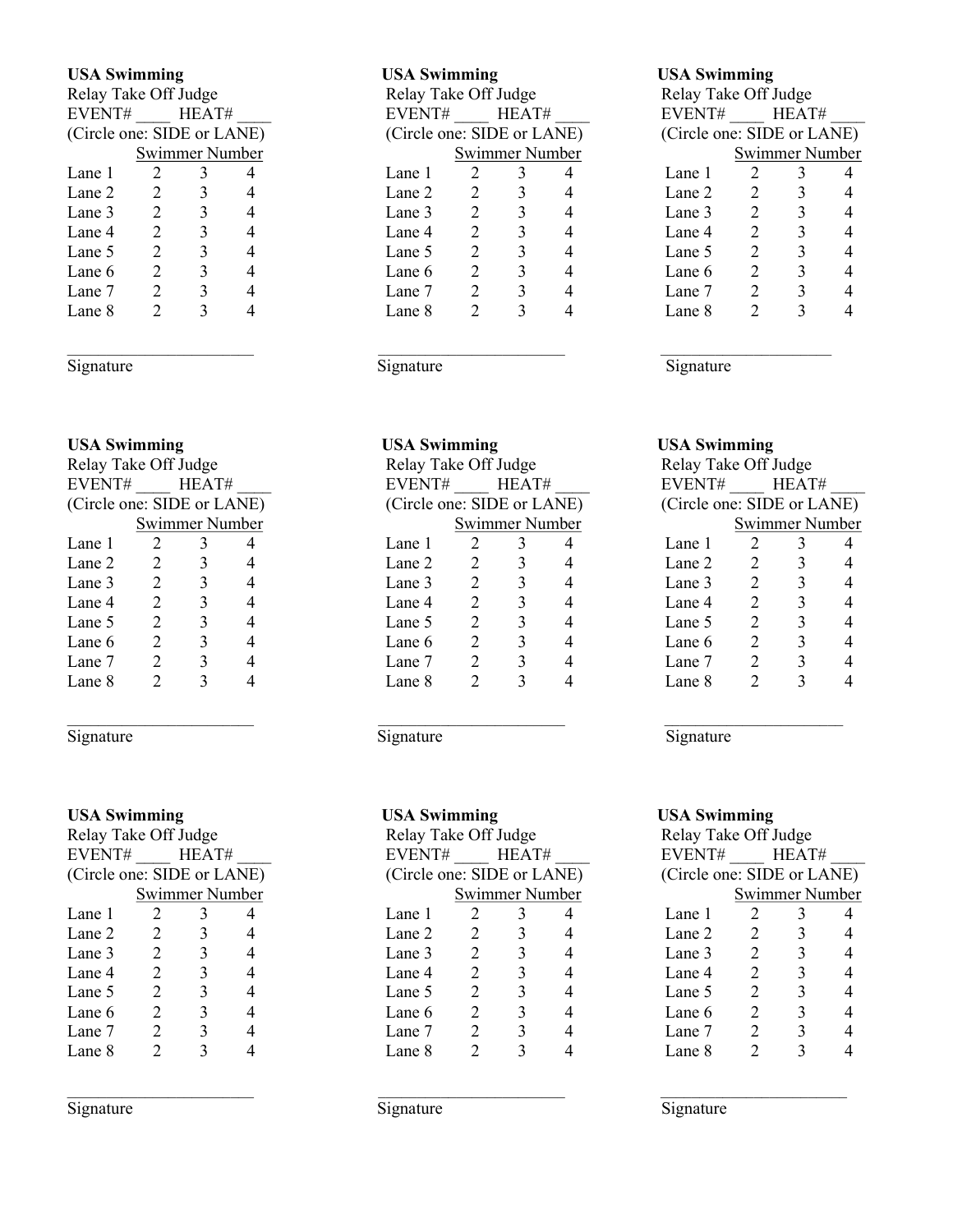**USA Swimming**
Relay Take Off Judge
EVENT# ____ HEAT# ____
(Circle one: SIDE or LANE)

| | Swimmer Number | | |
|---|---|---|---|
| Lane 1 | 2 | 3 | 4 |
| Lane 2 | 2 | 3 | 4 |
| Lane 3 | 2 | 3 | 4 |
| Lane 4 | 2 | 3 | 4 |
| Lane 5 | 2 | 3 | 4 |
| Lane 6 | 2 | 3 | 4 |
| Lane 7 | 2 | 3 | 4 |
| Lane 8 | 2 | 3 | 4 |

______________________
Signature

**USA Swimming**
Relay Take Off Judge
EVENT# ____ HEAT# ____
(Circle one: SIDE or LANE)

| | Swimmer Number | | |
|---|---|---|---|
| Lane 1 | 2 | 3 | 4 |
| Lane 2 | 2 | 3 | 4 |
| Lane 3 | 2 | 3 | 4 |
| Lane 4 | 2 | 3 | 4 |
| Lane 5 | 2 | 3 | 4 |
| Lane 6 | 2 | 3 | 4 |
| Lane 7 | 2 | 3 | 4 |
| Lane 8 | 2 | 3 | 4 |

______________________
Signature

**USA Swimming**
Relay Take Off Judge
EVENT# ____ HEAT# ____
(Circle one: SIDE or LANE)

| | Swimmer Number | | |
|---|---|---|---|
| Lane 1 | 2 | 3 | 4 |
| Lane 2 | 2 | 3 | 4 |
| Lane 3 | 2 | 3 | 4 |
| Lane 4 | 2 | 3 | 4 |
| Lane 5 | 2 | 3 | 4 |
| Lane 6 | 2 | 3 | 4 |
| Lane 7 | 2 | 3 | 4 |
| Lane 8 | 2 | 3 | 4 |

______________________
Signature

**USA Swimming**
Relay Take Off Judge
EVENT# ____ HEAT# ____
(Circle one: SIDE or LANE)

| | Swimmer Number | | |
|---|---|---|---|
| Lane 1 | 2 | 3 | 4 |
| Lane 2 | 2 | 3 | 4 |
| Lane 3 | 2 | 3 | 4 |
| Lane 4 | 2 | 3 | 4 |
| Lane 5 | 2 | 3 | 4 |
| Lane 6 | 2 | 3 | 4 |
| Lane 7 | 2 | 3 | 4 |
| Lane 8 | 2 | 3 | 4 |

______________________
Signature

**USA Swimming**
Relay Take Off Judge
EVENT# ____ HEAT# ____
(Circle one: SIDE or LANE)

| | Swimmer Number | | |
|---|---|---|---|
| Lane 1 | 2 | 3 | 4 |
| Lane 2 | 2 | 3 | 4 |
| Lane 3 | 2 | 3 | 4 |
| Lane 4 | 2 | 3 | 4 |
| Lane 5 | 2 | 3 | 4 |
| Lane 6 | 2 | 3 | 4 |
| Lane 7 | 2 | 3 | 4 |
| Lane 8 | 2 | 3 | 4 |

______________________
Signature

**USA Swimming**
Relay Take Off Judge
EVENT# ____ HEAT# ____
(Circle one: SIDE or LANE)

| | Swimmer Number | | |
|---|---|---|---|
| Lane 1 | 2 | 3 | 4 |
| Lane 2 | 2 | 3 | 4 |
| Lane 3 | 2 | 3 | 4 |
| Lane 4 | 2 | 3 | 4 |
| Lane 5 | 2 | 3 | 4 |
| Lane 6 | 2 | 3 | 4 |
| Lane 7 | 2 | 3 | 4 |
| Lane 8 | 2 | 3 | 4 |

______________________
Signature

**USA Swimming**
Relay Take Off Judge
EVENT# ____ HEAT# ____
(Circle one: SIDE or LANE)

| | Swimmer Number | | |
|---|---|---|---|
| Lane 1 | 2 | 3 | 4 |
| Lane 2 | 2 | 3 | 4 |
| Lane 3 | 2 | 3 | 4 |
| Lane 4 | 2 | 3 | 4 |
| Lane 5 | 2 | 3 | 4 |
| Lane 6 | 2 | 3 | 4 |
| Lane 7 | 2 | 3 | 4 |
| Lane 8 | 2 | 3 | 4 |

______________________
Signature

**USA Swimming**
Relay Take Off Judge
EVENT# ____ HEAT# ____
(Circle one: SIDE or LANE)

| | Swimmer Number | | |
|---|---|---|---|
| Lane 1 | 2 | 3 | 4 |
| Lane 2 | 2 | 3 | 4 |
| Lane 3 | 2 | 3 | 4 |
| Lane 4 | 2 | 3 | 4 |
| Lane 5 | 2 | 3 | 4 |
| Lane 6 | 2 | 3 | 4 |
| Lane 7 | 2 | 3 | 4 |
| Lane 8 | 2 | 3 | 4 |

______________________
Signature

**USA Swimming**
Relay Take Off Judge
EVENT# ____ HEAT# ____
(Circle one: SIDE or LANE)

| | Swimmer Number | | |
|---|---|---|---|
| Lane 1 | 2 | 3 | 4 |
| Lane 2 | 2 | 3 | 4 |
| Lane 3 | 2 | 3 | 4 |
| Lane 4 | 2 | 3 | 4 |
| Lane 5 | 2 | 3 | 4 |
| Lane 6 | 2 | 3 | 4 |
| Lane 7 | 2 | 3 | 4 |
| Lane 8 | 2 | 3 | 4 |

______________________
Signature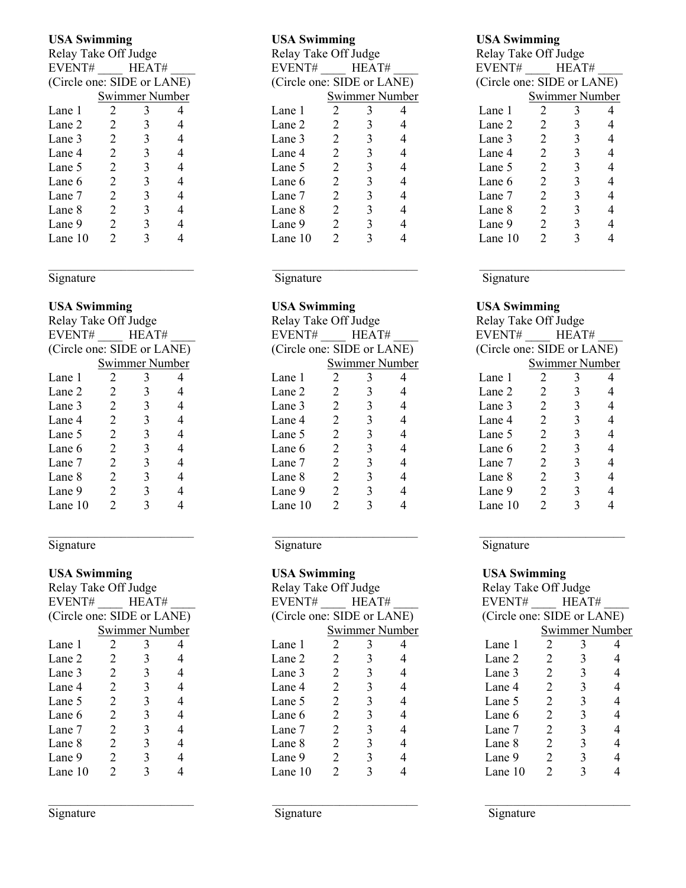**USA Swimming**
Relay Take Off Judge
EVENT# ____ HEAT# ____
(Circle one: SIDE or LANE)

| | Swimmer Number | | |
|---|---|---|---|
| Lane 1 | 2 | 3 | 4 |
| Lane 2 | 2 | 3 | 4 |
| Lane 3 | 2 | 3 | 4 |
| Lane 4 | 2 | 3 | 4 |
| Lane 5 | 2 | 3 | 4 |
| Lane 6 | 2 | 3 | 4 |
| Lane 7 | 2 | 3 | 4 |
| Lane 8 | 2 | 3 | 4 |
| Lane 9 | 2 | 3 | 4 |
| Lane 10 | 2 | 3 | 4 |

______________________
Signature

**USA Swimming**
Relay Take Off Judge
EVENT# ____ HEAT# ____
(Circle one: SIDE or LANE)

| | Swimmer Number | | |
|---|---|---|---|
| Lane 1 | 2 | 3 | 4 |
| Lane 2 | 2 | 3 | 4 |
| Lane 3 | 2 | 3 | 4 |
| Lane 4 | 2 | 3 | 4 |
| Lane 5 | 2 | 3 | 4 |
| Lane 6 | 2 | 3 | 4 |
| Lane 7 | 2 | 3 | 4 |
| Lane 8 | 2 | 3 | 4 |
| Lane 9 | 2 | 3 | 4 |
| Lane 10 | 2 | 3 | 4 |

______________________
Signature

**USA Swimming**
Relay Take Off Judge
EVENT# ____ HEAT# ____
(Circle one: SIDE or LANE)

| | Swimmer Number | | |
|---|---|---|---|
| Lane 1 | 2 | 3 | 4 |
| Lane 2 | 2 | 3 | 4 |
| Lane 3 | 2 | 3 | 4 |
| Lane 4 | 2 | 3 | 4 |
| Lane 5 | 2 | 3 | 4 |
| Lane 6 | 2 | 3 | 4 |
| Lane 7 | 2 | 3 | 4 |
| Lane 8 | 2 | 3 | 4 |
| Lane 9 | 2 | 3 | 4 |
| Lane 10 | 2 | 3 | 4 |

______________________
Signature

**USA Swimming**
Relay Take Off Judge
EVENT# ____ HEAT# ____
(Circle one: SIDE or LANE)

| | Swimmer Number | | |
|---|---|---|---|
| Lane 1 | 2 | 3 | 4 |
| Lane 2 | 2 | 3 | 4 |
| Lane 3 | 2 | 3 | 4 |
| Lane 4 | 2 | 3 | 4 |
| Lane 5 | 2 | 3 | 4 |
| Lane 6 | 2 | 3 | 4 |
| Lane 7 | 2 | 3 | 4 |
| Lane 8 | 2 | 3 | 4 |
| Lane 9 | 2 | 3 | 4 |
| Lane 10 | 2 | 3 | 4 |

______________________
Signature

**USA Swimming**
Relay Take Off Judge
EVENT# ____ HEAT# ____
(Circle one: SIDE or LANE)

| | Swimmer Number | | |
|---|---|---|---|
| Lane 1 | 2 | 3 | 4 |
| Lane 2 | 2 | 3 | 4 |
| Lane 3 | 2 | 3 | 4 |
| Lane 4 | 2 | 3 | 4 |
| Lane 5 | 2 | 3 | 4 |
| Lane 6 | 2 | 3 | 4 |
| Lane 7 | 2 | 3 | 4 |
| Lane 8 | 2 | 3 | 4 |
| Lane 9 | 2 | 3 | 4 |
| Lane 10 | 2 | 3 | 4 |

______________________
Signature

**USA Swimming**
Relay Take Off Judge
EVENT# ____ HEAT# ____
(Circle one: SIDE or LANE)

| | Swimmer Number | | |
|---|---|---|---|
| Lane 1 | 2 | 3 | 4 |
| Lane 2 | 2 | 3 | 4 |
| Lane 3 | 2 | 3 | 4 |
| Lane 4 | 2 | 3 | 4 |
| Lane 5 | 2 | 3 | 4 |
| Lane 6 | 2 | 3 | 4 |
| Lane 7 | 2 | 3 | 4 |
| Lane 8 | 2 | 3 | 4 |
| Lane 9 | 2 | 3 | 4 |
| Lane 10 | 2 | 3 | 4 |

______________________
Signature

**USA Swimming**
Relay Take Off Judge
EVENT# ____ HEAT# ____
(Circle one: SIDE or LANE)

| | Swimmer Number | | |
|---|---|---|---|
| Lane 1 | 2 | 3 | 4 |
| Lane 2 | 2 | 3 | 4 |
| Lane 3 | 2 | 3 | 4 |
| Lane 4 | 2 | 3 | 4 |
| Lane 5 | 2 | 3 | 4 |
| Lane 6 | 2 | 3 | 4 |
| Lane 7 | 2 | 3 | 4 |
| Lane 8 | 2 | 3 | 4 |
| Lane 9 | 2 | 3 | 4 |
| Lane 10 | 2 | 3 | 4 |

______________________
Signature

**USA Swimming**
Relay Take Off Judge
EVENT# ____ HEAT# ____
(Circle one: SIDE or LANE)

| | Swimmer Number | | |
|---|---|---|---|
| Lane 1 | 2 | 3 | 4 |
| Lane 2 | 2 | 3 | 4 |
| Lane 3 | 2 | 3 | 4 |
| Lane 4 | 2 | 3 | 4 |
| Lane 5 | 2 | 3 | 4 |
| Lane 6 | 2 | 3 | 4 |
| Lane 7 | 2 | 3 | 4 |
| Lane 8 | 2 | 3 | 4 |
| Lane 9 | 2 | 3 | 4 |
| Lane 10 | 2 | 3 | 4 |

______________________
Signature

**USA Swimming**
Relay Take Off Judge
EVENT# ____ HEAT# ____
(Circle one: SIDE or LANE)

| | Swimmer Number | | |
|---|---|---|---|
| Lane 1 | 2 | 3 | 4 |
| Lane 2 | 2 | 3 | 4 |
| Lane 3 | 2 | 3 | 4 |
| Lane 4 | 2 | 3 | 4 |
| Lane 5 | 2 | 3 | 4 |
| Lane 6 | 2 | 3 | 4 |
| Lane 7 | 2 | 3 | 4 |
| Lane 8 | 2 | 3 | 4 |
| Lane 9 | 2 | 3 | 4 |
| Lane 10 | 2 | 3 | 4 |

______________________
Signature